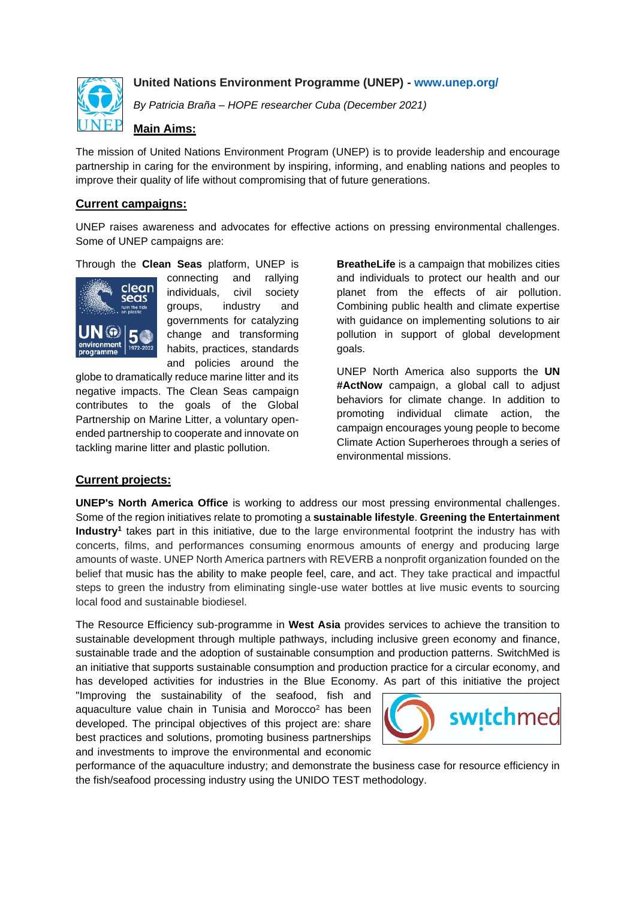# United Nations Environment Programme (UNEP) - www.unep.org/

*By Patricia Braña – HOPE researcher Cuba (December 2021)*

## Main Aims:

The mission of United Nations Environment Program (UNEP) is to provide leadership and encourage partnership in caring for the environment by inspiring, informing, and enabling nations and peoples to improve their quality of life without compromising that of future generations.

## Current campaigns:

UNEP raises awareness and advocates for effective actions on pressing environmental challenges. Some of UNEP campaigns are:

Through the **Clean Seas** platform, UNEP is connecting and rallying individuals, civil society groups, industry and governments for catalyzing change and transforming habits, practices, standards and policies around the globe to dramatically reduce marine litter and its negative impacts. The Clean Seas campaign contributes to the goals of the Global Partnership on Marine Litter, a voluntary open-ended partnership to cooperate and innovate on tackling marine litter and plastic pollution.

**BreatheLife** is a campaign that mobilizes cities and individuals to protect our health and our planet from the effects of air pollution. Combining public health and climate expertise with guidance on implementing solutions to air pollution in support of global development goals.

UNEP North America also supports the **UN #ActNow** campaign, a global call to adjust behaviors for climate change. In addition to promoting individual climate action, the campaign encourages young people to become Climate Action Superheroes through a series of environmental missions.

## Current projects:

**UNEP's North America Office** is working to address our most pressing environmental challenges. Some of the region initiatives relate to promoting a **sustainable lifestyle**. **Greening the Entertainment Industry**[1] takes part in this initiative, due to the large environmental footprint the industry has with concerts, films, and performances consuming enormous amounts of energy and producing large amounts of waste. UNEP North America partners with REVERB a nonprofit organization founded on the belief that music has the ability to make people feel, care, and act. They take practical and impactful steps to green the industry from eliminating single-use water bottles at live music events to sourcing local food and sustainable biodiesel.

The Resource Efficiency sub-programme in **West Asia** provides services to achieve the transition to sustainable development through multiple pathways, including inclusive green economy and finance, sustainable trade and the adoption of sustainable consumption and production patterns. SwitchMed is an initiative that supports sustainable consumption and production practice for a circular economy, and has developed activities for industries in the Blue Economy. As part of this initiative the project "Improving the sustainability of the seafood, fish and aquaculture value chain in Tunisia and Morocco[2] has been developed. The principal objectives of this project are: share best practices and solutions, promoting business partnerships and investments to improve the environmental and economic performance of the aquaculture industry; and demonstrate the business case for resource efficiency in the fish/seafood processing industry using the UNIDO TEST methodology.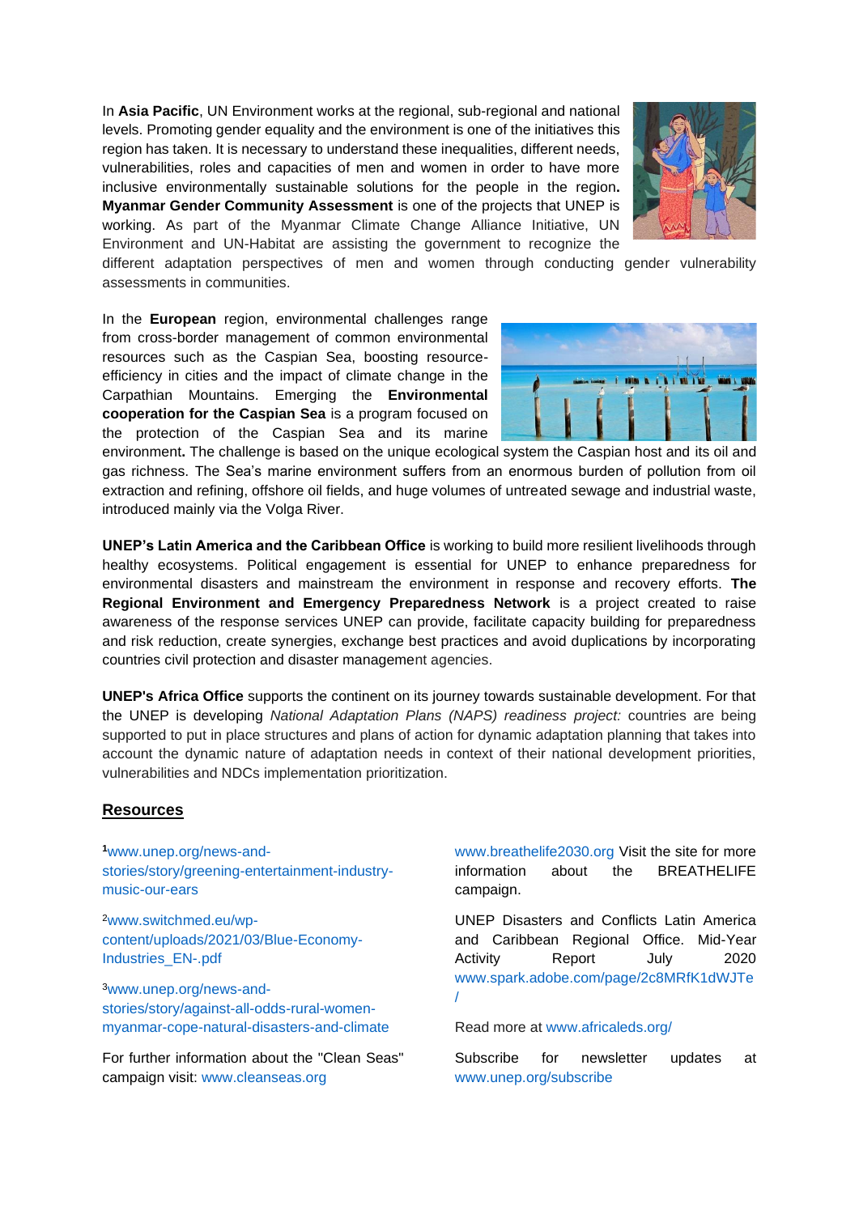In **Asia Pacific**, UN Environment works at the regional, sub-regional and national levels. Promoting gender equality and the environment is one of the initiatives this region has taken. It is necessary to understand these inequalities, different needs, vulnerabilities, roles and capacities of men and women in order to have more inclusive environmentally sustainable solutions for the people in the region**.** **Myanmar Gender Community Assessment** is one of the projects that UNEP is working. As part of the Myanmar Climate Change Alliance Initiative, UN Environment and UN-Habitat are assisting the government to recognize the different adaptation perspectives of men and women through conducting gender vulnerability assessments in communities.

In the **European** region, environmental challenges range from cross-border management of common environmental resources such as the Caspian Sea, boosting resource-efficiency in cities and the impact of climate change in the Carpathian Mountains. Emerging the **Environmental cooperation for the Caspian Sea** is a program focused on the protection of the Caspian Sea and its marine environment**.** The challenge is based on the unique ecological system the Caspian host and its oil and gas richness. The Sea's marine environment suffers from an enormous burden of pollution from oil extraction and refining, offshore oil fields, and huge volumes of untreated sewage and industrial waste, introduced mainly via the Volga River.

**UNEP's Latin America and the Caribbean Office** is working to build more resilient livelihoods through healthy ecosystems. Political engagement is essential for UNEP to enhance preparedness for environmental disasters and mainstream the environment in response and recovery efforts. **The Regional Environment and Emergency Preparedness Network** is a project created to raise awareness of the response services UNEP can provide, facilitate capacity building for preparedness and risk reduction, create synergies, exchange best practices and avoid duplications by incorporating countries civil protection and disaster management agencies.

**UNEP's Africa Office** supports the continent on its journey towards sustainable development. For that the UNEP is developing *National Adaptation Plans (NAPS) readiness project:* countries are being supported to put in place structures and plans of action for dynamic adaptation planning that takes into account the dynamic nature of adaptation needs in context of their national development priorities, vulnerabilities and NDCs implementation prioritization.

## Resources

[1] www.unep.org/news-and-stories/story/greening-entertainment-industry-music-our-ears

[2] www.switchmed.eu/wp-content/uploads/2021/03/Blue-Economy-Industries_EN-.pdf

[3] www.unep.org/news-and-stories/story/against-all-odds-rural-women-myanmar-cope-natural-disasters-and-climate

For further information about the "Clean Seas" campaign visit: www.cleanseas.org

www.breathelife2030.org Visit the site for more information about the BREATHELIFE campaign.

UNEP Disasters and Conflicts Latin America and Caribbean Regional Office. Mid-Year Activity Report July 2020 www.spark.adobe.com/page/2c8MRfK1dWJTe/

Read more at www.africaleds.org/

Subscribe for newsletter updates at www.unep.org/subscribe